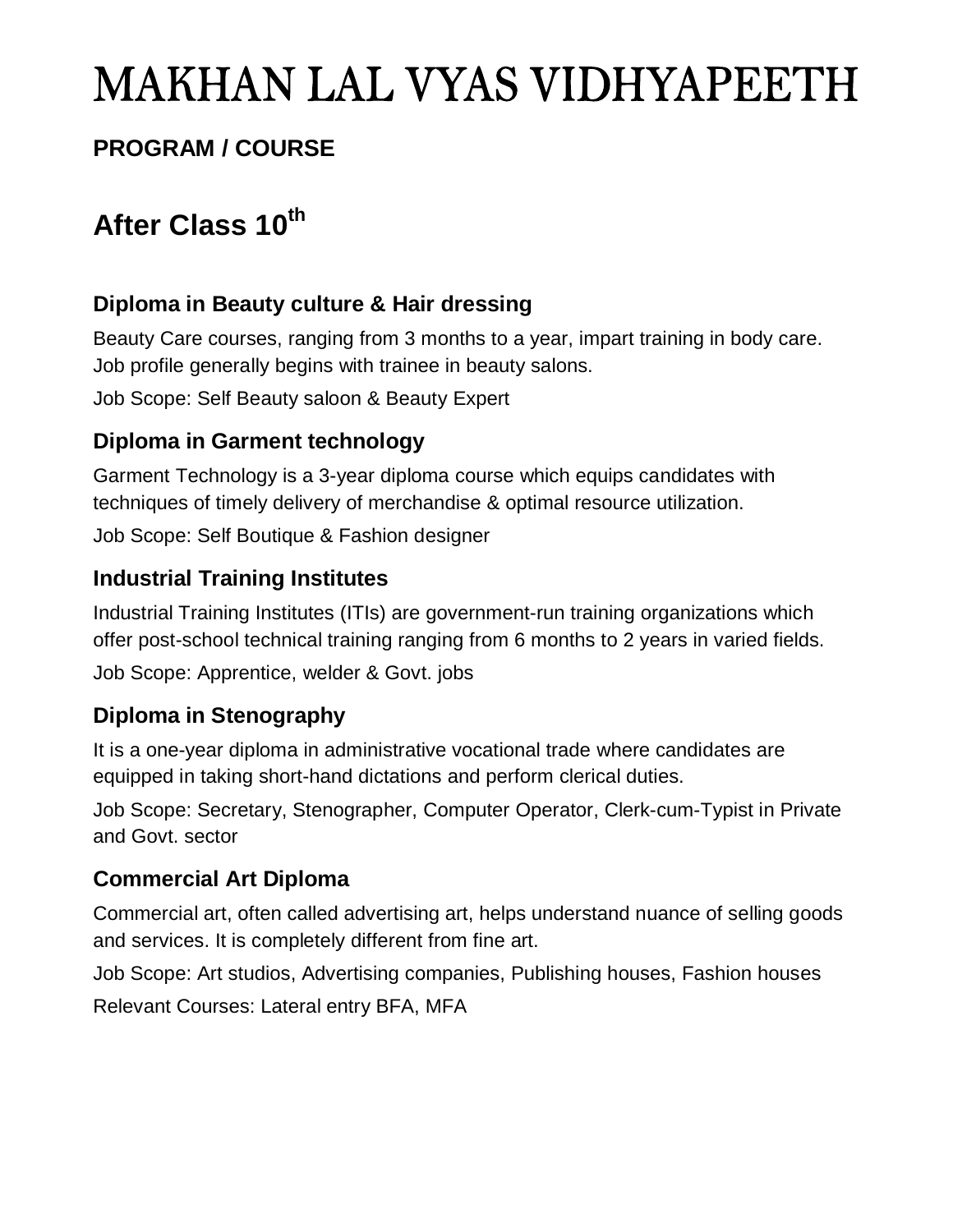# MAKHAN LAL VYAS VIDHYAPEETH

**PROGRAM / COURSE**

## After Class 10th

### Diploma in Beauty culture & Hair dressing

Beauty Care courses, ranging from 3 months to a year, impart training in body care. Job profile generally begins with trainee in beauty salons.

Job Scope: Self Beauty saloon & Beauty Expert

### Diploma in Garment technology

Garment Technology is a 3-year diploma course which equips candidates with techniques of timely delivery of merchandise & optimal resource utilization.

Job Scope: Self Boutique & Fashion designer

### Industrial Training Institutes

Industrial Training Institutes (ITIs) are government-run training organizations which offer post-school technical training ranging from 6 months to 2 years in varied fields.

Job Scope: Apprentice, welder & Govt. jobs

### Diploma in Stenography

It is a one-year diploma in administrative vocational trade where candidates are equipped in taking short-hand dictations and perform clerical duties.

Job Scope: Secretary, Stenographer, Computer Operator, Clerk-cum-Typist in Private and Govt. sector

### Commercial Art Diploma

Commercial art, often called advertising art, helps understand nuance of selling goods and services. It is completely different from fine art.

Job Scope: Art studios, Advertising companies, Publishing houses, Fashion houses

Relevant Courses: Lateral entry BFA, MFA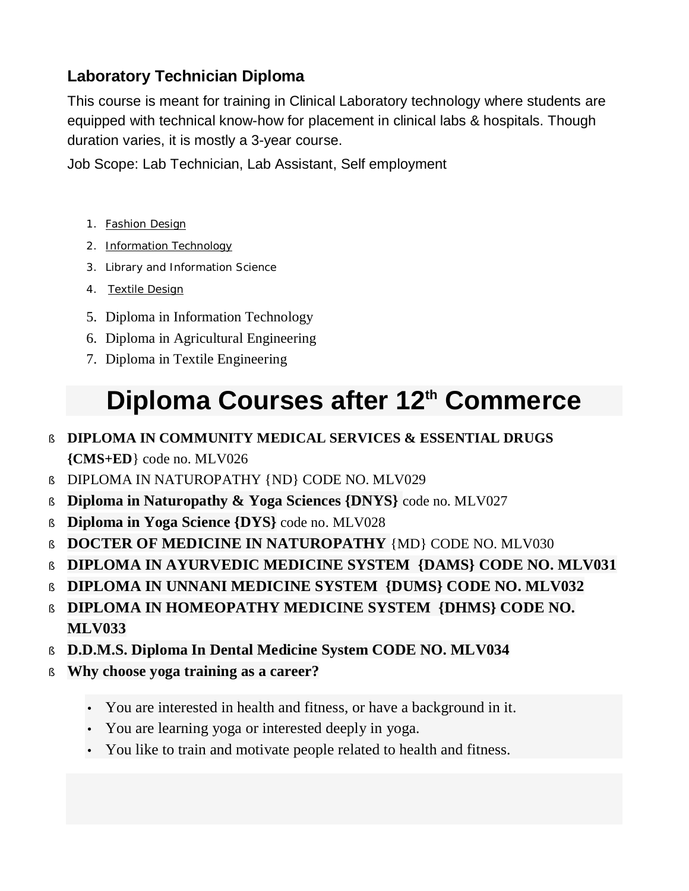### Laboratory Technician Diploma

This course is meant for training in Clinical Laboratory technology where students are equipped with technical know-how for placement in clinical labs & hospitals. Though duration varies, it is mostly a 3-year course.

Job Scope: Lab Technician, Lab Assistant, Self employment

1. Fashion Design
2. Information Technology
3. Library and Information Science
4. Textile Design
5. Diploma in Information Technology
6. Diploma in Agricultural Engineering
7. Diploma in Textile Engineering

# Diploma Courses after 12th Commerce

- **DIPLOMA IN COMMUNITY MEDICAL SERVICES & ESSENTIAL DRUGS {CMS+ED**} code no. MLV026
- DIPLOMA IN NATUROPATHY {ND} CODE NO. MLV029
- **Diploma in Naturopathy & Yoga Sciences {DNYS}** code no. MLV027
- **Diploma in Yoga Science {DYS}** code no. MLV028
- **DOCTER OF MEDICINE IN NATUROPATHY** {MD} CODE NO. MLV030
- **DIPLOMA IN AYURVEDIC MEDICINE SYSTEM {DAMS} CODE NO. MLV031**
- **DIPLOMA IN UNNANI MEDICINE SYSTEM {DUMS} CODE NO. MLV032**
- **DIPLOMA IN HOMEOPATHY MEDICINE SYSTEM {DHMS} CODE NO. MLV033**
- **D.D.M.S. Diploma In Dental Medicine System CODE NO. MLV034**
- **Why choose yoga training as a career?**
  - You are interested in health and fitness, or have a background in it.
  - You are learning yoga or interested deeply in yoga.
  - You like to train and motivate people related to health and fitness.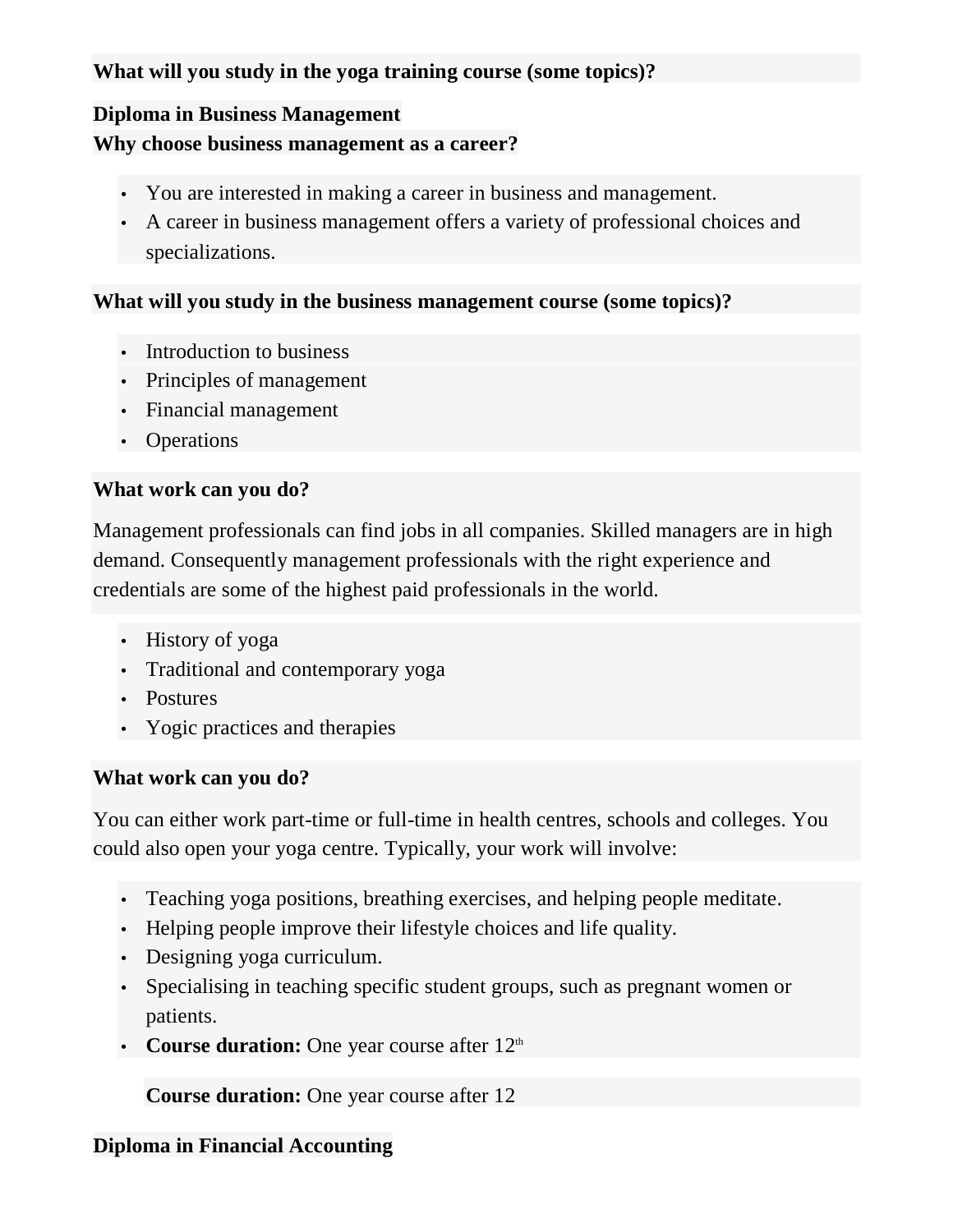**What will you study in the yoga training course (some topics)?**

**Diploma in Business Management**

**Why choose business management as a career?**

- You are interested in making a career in business and management.
- A career in business management offers a variety of professional choices and specializations.

**What will you study in the business management course (some topics)?**

- Introduction to business
- Principles of management
- Financial management
- Operations

**What work can you do?**

Management professionals can find jobs in all companies. Skilled managers are in high demand. Consequently management professionals with the right experience and credentials are some of the highest paid professionals in the world.

- History of yoga
- Traditional and contemporary yoga
- Postures
- Yogic practices and therapies

**What work can you do?**

You can either work part-time or full-time in health centres, schools and colleges. You could also open your yoga centre. Typically, your work will involve:

- Teaching yoga positions, breathing exercises, and helping people meditate.
- Helping people improve their lifestyle choices and life quality.
- Designing yoga curriculum.
- Specialising in teaching specific student groups, such as pregnant women or patients.
- **Course duration:** One year course after 12th

**Course duration:** One year course after 12

**Diploma in Financial Accounting**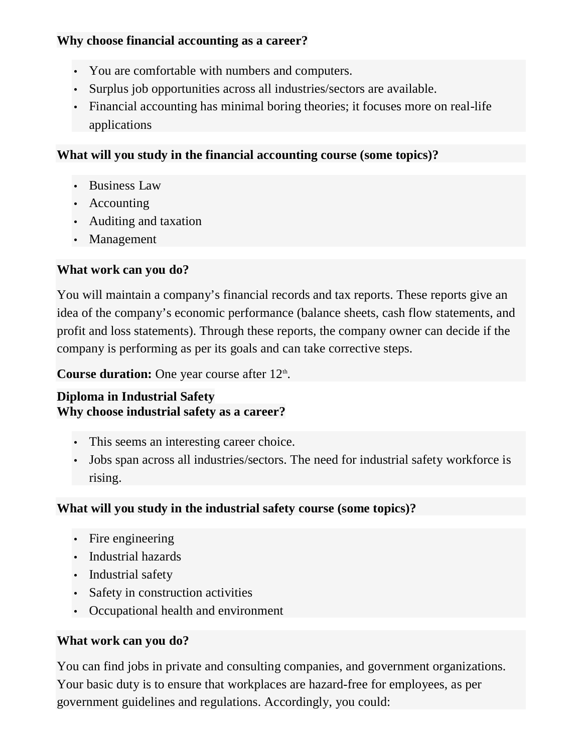**Why choose financial accounting as a career?**

- You are comfortable with numbers and computers.
- Surplus job opportunities across all industries/sectors are available.
- Financial accounting has minimal boring theories; it focuses more on real-life applications

**What will you study in the financial accounting course (some topics)?**

- Business Law
- Accounting
- Auditing and taxation
- Management

**What work can you do?**

You will maintain a company's financial records and tax reports. These reports give an idea of the company's economic performance (balance sheets, cash flow statements, and profit and loss statements). Through these reports, the company owner can decide if the company is performing as per its goals and can take corrective steps.

**Course duration:** One year course after 12th.

**Diploma in Industrial Safety**

**Why choose industrial safety as a career?**

- This seems an interesting career choice.
- Jobs span across all industries/sectors. The need for industrial safety workforce is rising.

**What will you study in the industrial safety course (some topics)?**

- Fire engineering
- Industrial hazards
- Industrial safety
- Safety in construction activities
- Occupational health and environment

**What work can you do?**

You can find jobs in private and consulting companies, and government organizations. Your basic duty is to ensure that workplaces are hazard-free for employees, as per government guidelines and regulations. Accordingly, you could: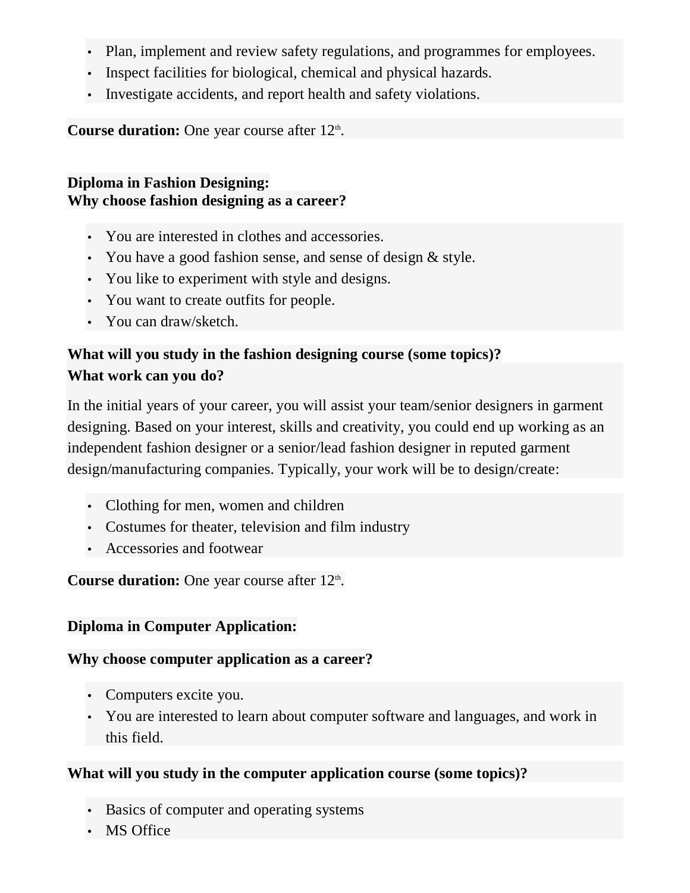- Plan, implement and review safety regulations, and programmes for employees.
- Inspect facilities for biological, chemical and physical hazards.
- Investigate accidents, and report health and safety violations.

**Course duration:** One year course after 12th.

**Diploma in Fashion Designing:**

**Why choose fashion designing as a career?**

- You are interested in clothes and accessories.
- You have a good fashion sense, and sense of design & style.
- You like to experiment with style and designs.
- You want to create outfits for people.
- You can draw/sketch.

**What will you study in the fashion designing course (some topics)?**

**What work can you do?**

In the initial years of your career, you will assist your team/senior designers in garment designing. Based on your interest, skills and creativity, you could end up working as an independent fashion designer or a senior/lead fashion designer in reputed garment design/manufacturing companies. Typically, your work will be to design/create:

- Clothing for men, women and children
- Costumes for theater, television and film industry
- Accessories and footwear

**Course duration:** One year course after 12th.

**Diploma in Computer Application:**

**Why choose computer application as a career?**

- Computers excite you.
- You are interested to learn about computer software and languages, and work in this field.

**What will you study in the computer application course (some topics)?**

- Basics of computer and operating systems
- MS Office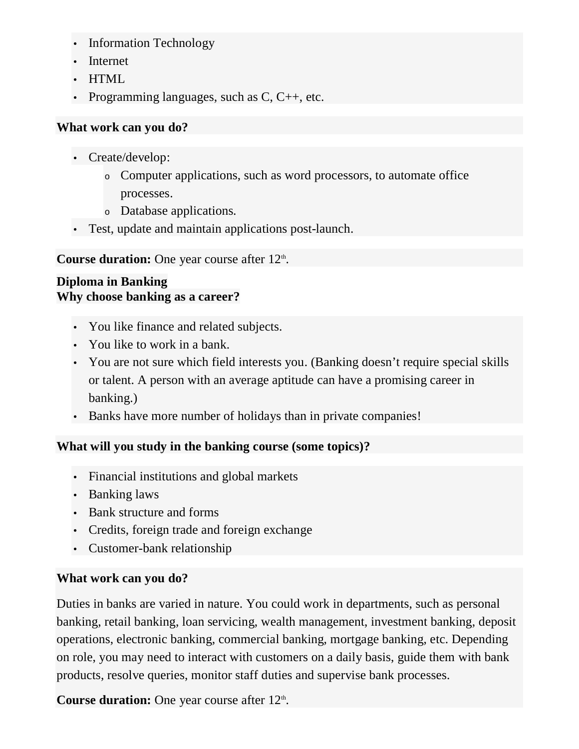- Information Technology
- Internet
- HTML
- Programming languages, such as C, C++, etc.

**What work can you do?**

- Create/develop:
  - Computer applications, such as word processors, to automate office processes.
  - Database applications.
- Test, update and maintain applications post-launch.

**Course duration:** One year course after 12th.

**Diploma in Banking**
**Why choose banking as a career?**

- You like finance and related subjects.
- You like to work in a bank.
- You are not sure which field interests you. (Banking doesn't require special skills or talent. A person with an average aptitude can have a promising career in banking.)
- Banks have more number of holidays than in private companies!

**What will you study in the banking course (some topics)?**

- Financial institutions and global markets
- Banking laws
- Bank structure and forms
- Credits, foreign trade and foreign exchange
- Customer-bank relationship

**What work can you do?**

Duties in banks are varied in nature. You could work in departments, such as personal banking, retail banking, loan servicing, wealth management, investment banking, deposit operations, electronic banking, commercial banking, mortgage banking, etc. Depending on role, you may need to interact with customers on a daily basis, guide them with bank products, resolve queries, monitor staff duties and supervise bank processes.

**Course duration:** One year course after 12th.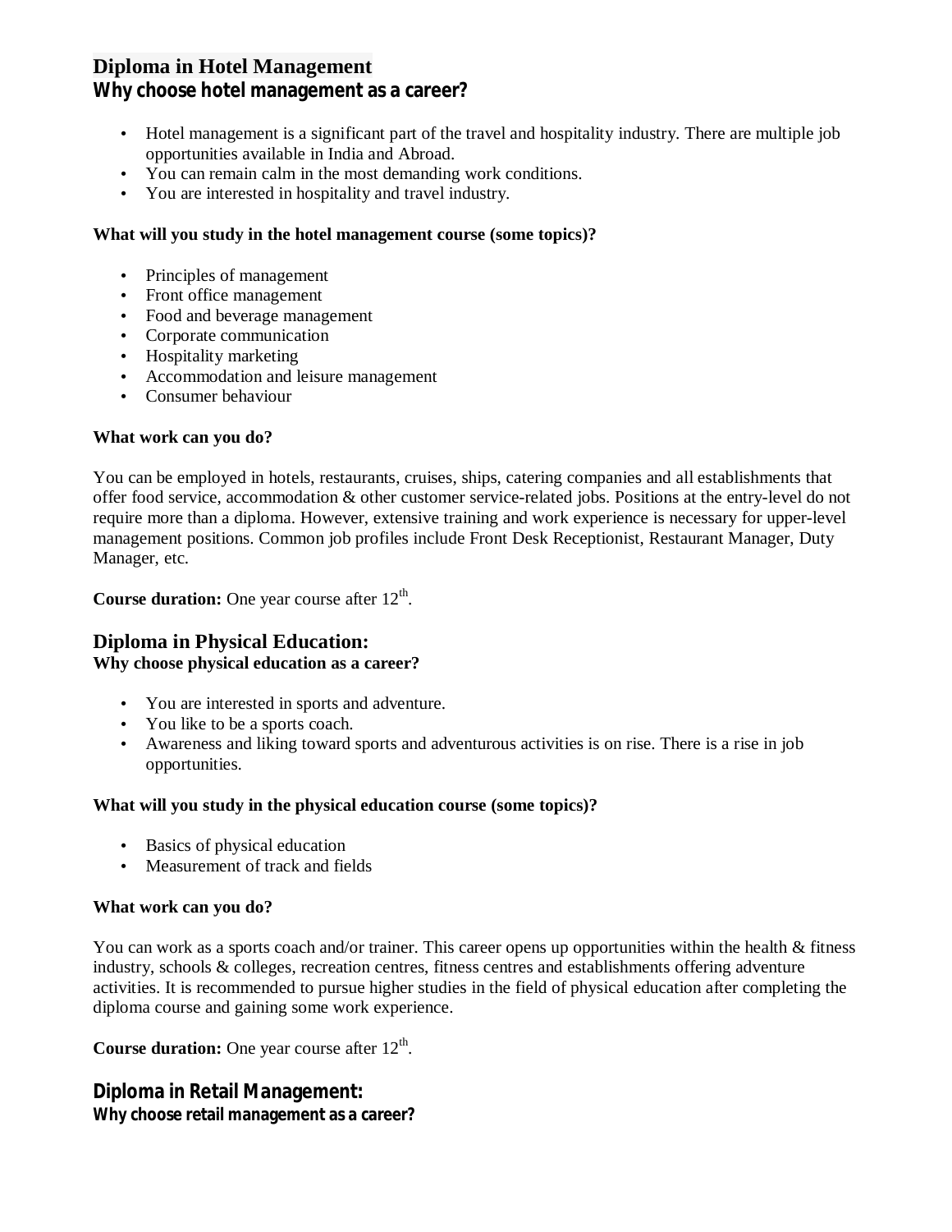## Diploma in Hotel Management

### Why choose hotel management as a career?

- Hotel management is a significant part of the travel and hospitality industry. There are multiple job opportunities available in India and Abroad.
- You can remain calm in the most demanding work conditions.
- You are interested in hospitality and travel industry.

**What will you study in the hotel management course (some topics)?**

- Principles of management
- Front office management
- Food and beverage management
- Corporate communication
- Hospitality marketing
- Accommodation and leisure management
- Consumer behaviour

**What work can you do?**

You can be employed in hotels, restaurants, cruises, ships, catering companies and all establishments that offer food service, accommodation & other customer service-related jobs. Positions at the entry-level do not require more than a diploma. However, extensive training and work experience is necessary for upper-level management positions. Common job profiles include Front Desk Receptionist, Restaurant Manager, Duty Manager, etc.

**Course duration:** One year course after 12th.

## Diploma in Physical Education:

**Why choose physical education as a career?**

- You are interested in sports and adventure.
- You like to be a sports coach.
- Awareness and liking toward sports and adventurous activities is on rise. There is a rise in job opportunities.

**What will you study in the physical education course (some topics)?**

- Basics of physical education
- Measurement of track and fields

**What work can you do?**

You can work as a sports coach and/or trainer. This career opens up opportunities within the health & fitness industry, schools & colleges, recreation centres, fitness centres and establishments offering adventure activities. It is recommended to pursue higher studies in the field of physical education after completing the diploma course and gaining some work experience.

**Course duration:** One year course after 12th.

## Diploma in Retail Management:

### Why choose retail management as a career?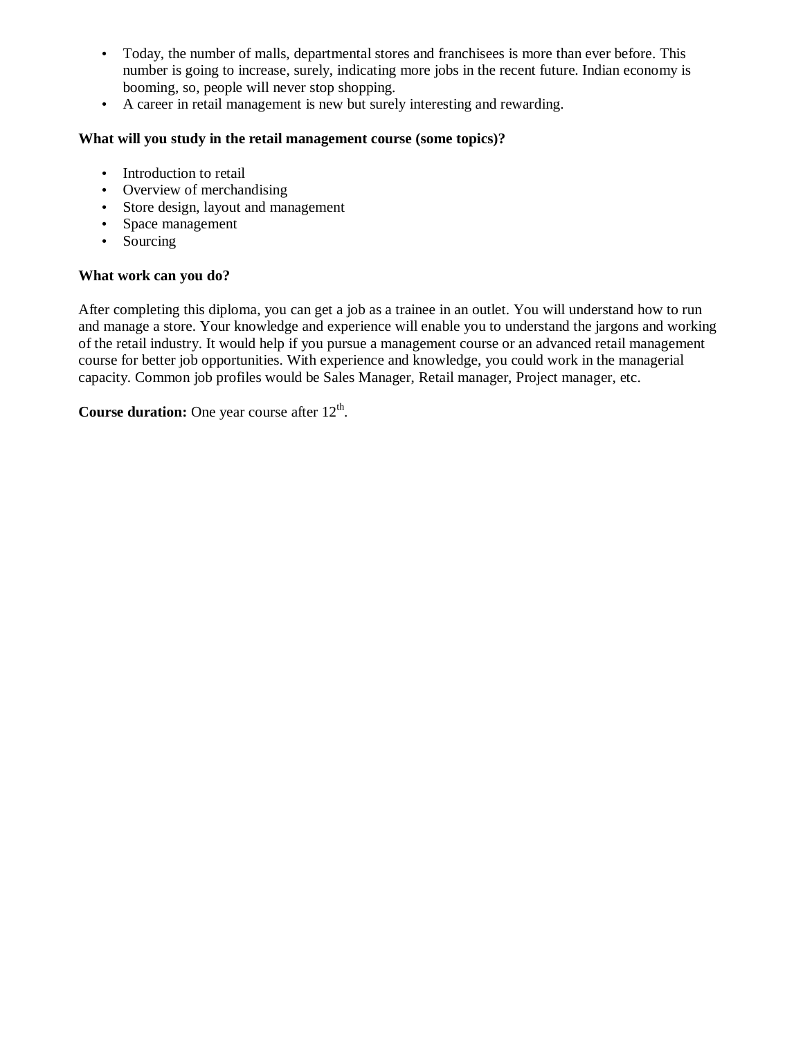- Today, the number of malls, departmental stores and franchisees is more than ever before. This number is going to increase, surely, indicating more jobs in the recent future. Indian economy is booming, so, people will never stop shopping.
- A career in retail management is new but surely interesting and rewarding.

**What will you study in the retail management course (some topics)?**

- Introduction to retail
- Overview of merchandising
- Store design, layout and management
- Space management
- Sourcing

**What work can you do?**

After completing this diploma, you can get a job as a trainee in an outlet. You will understand how to run and manage a store. Your knowledge and experience will enable you to understand the jargons and working of the retail industry. It would help if you pursue a management course or an advanced retail management course for better job opportunities. With experience and knowledge, you could work in the managerial capacity. Common job profiles would be Sales Manager, Retail manager, Project manager, etc.

**Course duration:** One year course after 12th.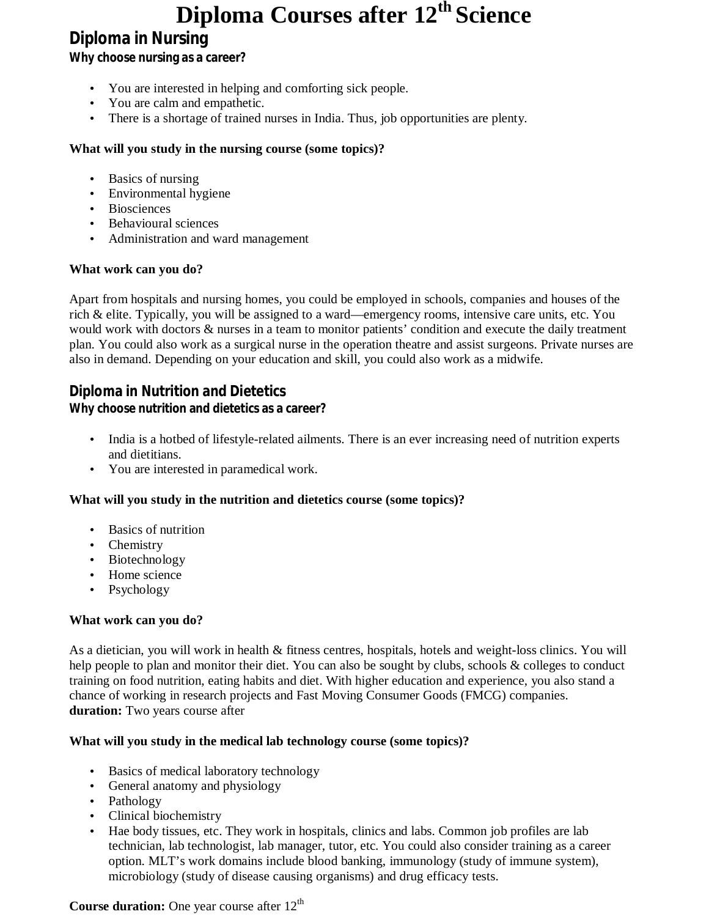# Diploma Courses after 12$^{th}$ Science

## Diploma in Nursing

***Why choose nursing as a career?***

- You are interested in helping and comforting sick people.
- You are calm and empathetic.
- There is a shortage of trained nurses in India. Thus, job opportunities are plenty.

**What will you study in the nursing course (some topics)?**

- Basics of nursing
- Environmental hygiene
- Biosciences
- Behavioural sciences
- Administration and ward management

**What work can you do?**

Apart from hospitals and nursing homes, you could be employed in schools, companies and houses of the rich & elite. Typically, you will be assigned to a ward—emergency rooms, intensive care units, etc. You would work with doctors & nurses in a team to monitor patients' condition and execute the daily treatment plan. You could also work as a surgical nurse in the operation theatre and assist surgeons. Private nurses are also in demand. Depending on your education and skill, you could also work as a midwife.

## Diploma in Nutrition and Dietetics

***Why choose nutrition and dietetics as a career?***

- India is a hotbed of lifestyle-related ailments. There is an ever increasing need of nutrition experts and dietitians.
- You are interested in paramedical work.

**What will you study in the nutrition and dietetics course (some topics)?**

- Basics of nutrition
- Chemistry
- Biotechnology
- Home science
- Psychology

**What work can you do?**

As a dietician, you will work in health & fitness centres, hospitals, hotels and weight-loss clinics. You will help people to plan and monitor their diet. You can also be sought by clubs, schools & colleges to conduct training on food nutrition, eating habits and diet. With higher education and experience, you also stand a chance of working in research projects and Fast Moving Consumer Goods (FMCG) companies.
**duration:** Two years course after

**What will you study in the medical lab technology course (some topics)?**

- Basics of medical laboratory technology
- General anatomy and physiology
- Pathology
- Clinical biochemistry
- Hae body tissues, etc. They work in hospitals, clinics and labs. Common job profiles are lab technician, lab technologist, lab manager, tutor, etc. You could also consider training as a career option. MLT's work domains include blood banking, immunology (study of immune system), microbiology (study of disease causing organisms) and drug efficacy tests.

**Course duration:** One year course after 12$^{th}$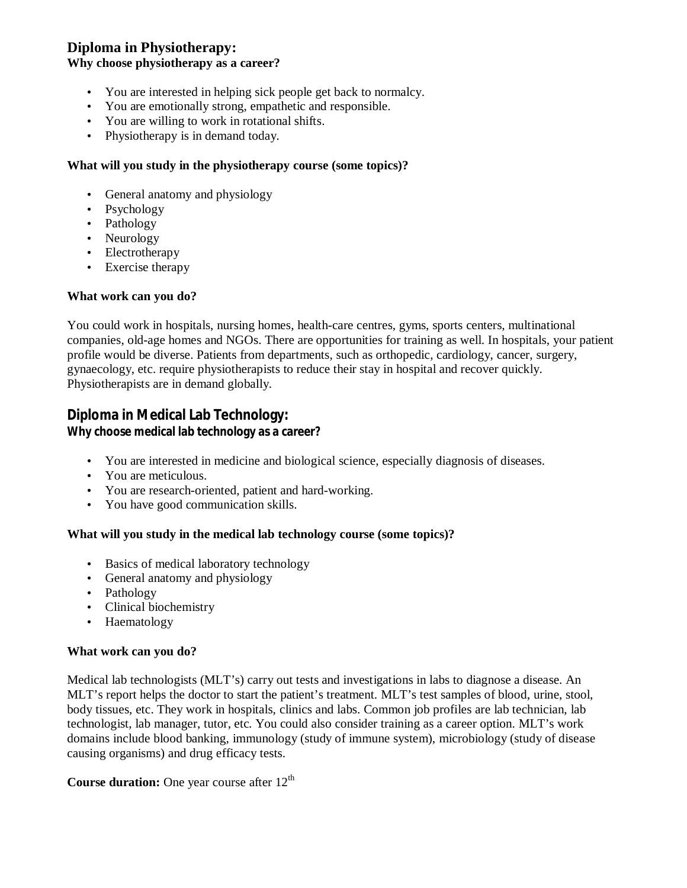## Diploma in Physiotherapy:

**Why choose physiotherapy as a career?**

- You are interested in helping sick people get back to normalcy.
- You are emotionally strong, empathetic and responsible.
- You are willing to work in rotational shifts.
- Physiotherapy is in demand today.

**What will you study in the physiotherapy course (some topics)?**

- General anatomy and physiology
- Psychology
- Pathology
- Neurology
- Electrotherapy
- Exercise therapy

**What work can you do?**

You could work in hospitals, nursing homes, health-care centres, gyms, sports centers, multinational companies, old-age homes and NGOs. There are opportunities for training as well. In hospitals, your patient profile would be diverse. Patients from departments, such as orthopedic, cardiology, cancer, surgery, gynaecology, etc. require physiotherapists to reduce their stay in hospital and recover quickly. Physiotherapists are in demand globally.

## Diploma in Medical Lab Technology:

**Why choose medical lab technology as a career?**

- You are interested in medicine and biological science, especially diagnosis of diseases.
- You are meticulous.
- You are research-oriented, patient and hard-working.
- You have good communication skills.

**What will you study in the medical lab technology course (some topics)?**

- Basics of medical laboratory technology
- General anatomy and physiology
- Pathology
- Clinical biochemistry
- Haematology

**What work can you do?**

Medical lab technologists (MLT's) carry out tests and investigations in labs to diagnose a disease. An MLT's report helps the doctor to start the patient's treatment. MLT's test samples of blood, urine, stool, body tissues, etc. They work in hospitals, clinics and labs. Common job profiles are lab technician, lab technologist, lab manager, tutor, etc. You could also consider training as a career option. MLT's work domains include blood banking, immunology (study of immune system), microbiology (study of disease causing organisms) and drug efficacy tests.

**Course duration:** One year course after 12th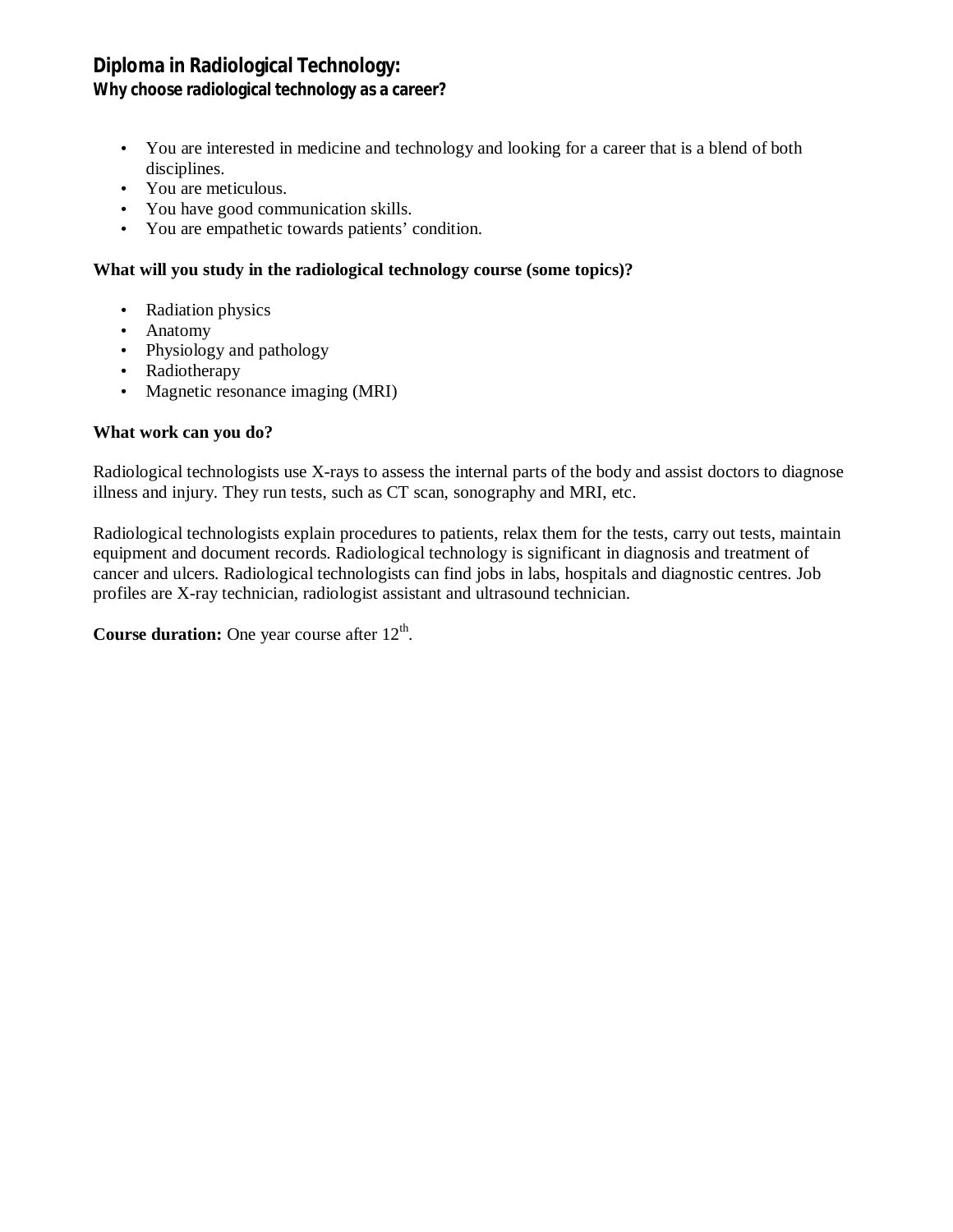## Diploma in Radiological Technology:

### Why choose radiological technology as a career?

- You are interested in medicine and technology and looking for a career that is a blend of both disciplines.
- You are meticulous.
- You have good communication skills.
- You are empathetic towards patients' condition.

**What will you study in the radiological technology course (some topics)?**

- Radiation physics
- Anatomy
- Physiology and pathology
- Radiotherapy
- Magnetic resonance imaging (MRI)

**What work can you do?**

Radiological technologists use X-rays to assess the internal parts of the body and assist doctors to diagnose illness and injury. They run tests, such as CT scan, sonography and MRI, etc.

Radiological technologists explain procedures to patients, relax them for the tests, carry out tests, maintain equipment and document records. Radiological technology is significant in diagnosis and treatment of cancer and ulcers. Radiological technologists can find jobs in labs, hospitals and diagnostic centres. Job profiles are X-ray technician, radiologist assistant and ultrasound technician.

**Course duration:** One year course after 12th.